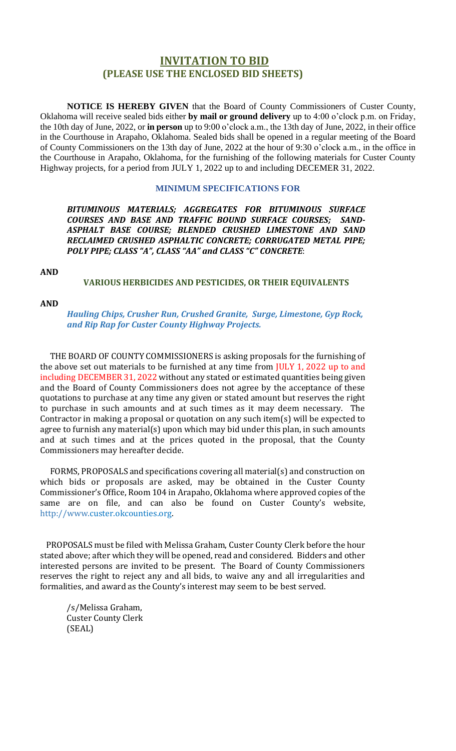# INVITATION TO BID
## (PLEASE USE THE ENCLOSED BID SHEETS)

**NOTICE IS HEREBY GIVEN** that the Board of County Commissioners of Custer County, Oklahoma will receive sealed bids either **by mail or ground delivery** up to 4:00 o'clock p.m. on Friday, the 10th day of June, 2022, or **in person** up to 9:00 o'clock a.m., the 13th day of June, 2022, in their office in the Courthouse in Arapaho, Oklahoma. Sealed bids shall be opened in a regular meeting of the Board of County Commissioners on the 13th day of June, 2022 at the hour of 9:30 o'clock a.m., in the office in the Courthouse in Arapaho, Oklahoma, for the furnishing of the following materials for Custer County Highway projects, for a period from JULY 1, 2022 up to and including DECEMER 31, 2022.

### MINIMUM SPECIFICATIONS FOR

***BITUMINOUS MATERIALS; AGGREGATES FOR BITUMINOUS SURFACE COURSES AND BASE AND TRAFFIC BOUND SURFACE COURSES; SAND-ASPHALT BASE COURSE; BLENDED CRUSHED LIMESTONE AND SAND RECLAIMED CRUSHED ASPHALTIC CONCRETE; CORRUGATED METAL PIPE; POLY PIPE; CLASS "A", CLASS "AA" and CLASS "C" CONCRETE***:

**AND**

**VARIOUS HERBICIDES AND PESTICIDES, OR THEIR EQUIVALENTS**

**AND**

***Hauling Chips, Crusher Run, Crushed Granite, Surge, Limestone, Gyp Rock, and Rip Rap for Custer County Highway Projects.***

THE BOARD OF COUNTY COMMISSIONERS is asking proposals for the furnishing of the above set out materials to be furnished at any time from JULY 1, 2022 up to and including DECEMBER 31, 2022 without any stated or estimated quantities being given and the Board of County Commissioners does not agree by the acceptance of these quotations to purchase at any time any given or stated amount but reserves the right to purchase in such amounts and at such times as it may deem necessary. The Contractor in making a proposal or quotation on any such item(s) will be expected to agree to furnish any material(s) upon which may bid under this plan, in such amounts and at such times and at the prices quoted in the proposal, that the County Commissioners may hereafter decide.

FORMS, PROPOSALS and specifications covering all material(s) and construction on which bids or proposals are asked, may be obtained in the Custer County Commissioner's Office, Room 104 in Arapaho, Oklahoma where approved copies of the same are on file, and can also be found on Custer County's website, http://www.custer.okcounties.org.

PROPOSALS must be filed with Melissa Graham, Custer County Clerk before the hour stated above; after which they will be opened, read and considered. Bidders and other interested persons are invited to be present. The Board of County Commissioners reserves the right to reject any and all bids, to waive any and all irregularities and formalities, and award as the County's interest may seem to be best served.

/s/Melissa Graham,
Custer County Clerk
(SEAL)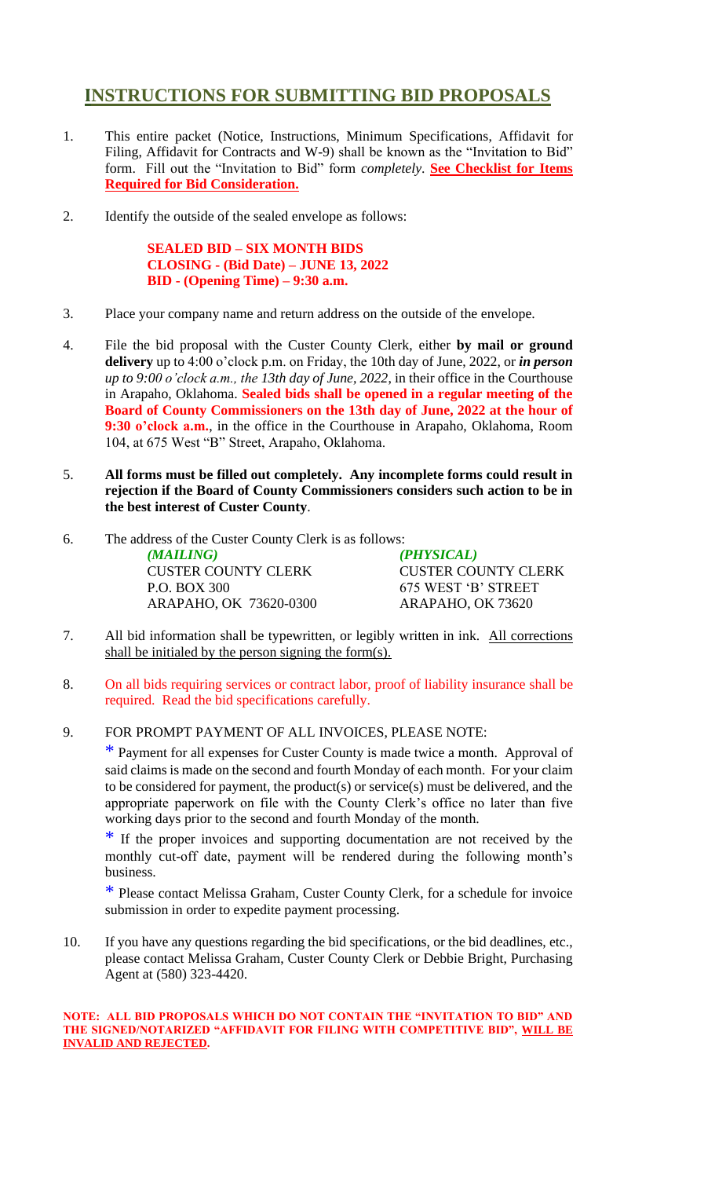# INSTRUCTIONS FOR SUBMITTING BID PROPOSALS

1. This entire packet (Notice, Instructions, Minimum Specifications, Affidavit for Filing, Affidavit for Contracts and W-9) shall be known as the "Invitation to Bid" form. Fill out the "Invitation to Bid" form *completely*. **See Checklist for Items Required for Bid Consideration.**

2. Identify the outside of the sealed envelope as follows:

   **SEALED BID – SIX MONTH BIDS**
   **CLOSING - (Bid Date) – JUNE 13, 2022**
   **BID - (Opening Time) – 9:30 a.m.**

3. Place your company name and return address on the outside of the envelope.

4. File the bid proposal with the Custer County Clerk, either **by mail or ground delivery** up to 4:00 o'clock p.m. on Friday, the 10th day of June, 2022, or ***in person*** *up to 9:00 o'clock a.m., the 13th day of June, 2022,* in their office in the Courthouse in Arapaho, Oklahoma. **Sealed bids shall be opened in a regular meeting of the Board of County Commissioners on the 13th day of June, 2022 at the hour of 9:30 o'clock a.m.**, in the office in the Courthouse in Arapaho, Oklahoma, Room 104, at 675 West "B" Street, Arapaho, Oklahoma.

5. **All forms must be filled out completely. Any incomplete forms could result in rejection if the Board of County Commissioners considers such action to be in the best interest of Custer County**.

6. The address of the Custer County Clerk is as follows:

| *(MAILING)* | *(PHYSICAL)* |
|---|---|
| CUSTER COUNTY CLERK | CUSTER COUNTY CLERK |
| P.O. BOX 300 | 675 WEST 'B' STREET |
| ARAPAHO, OK 73620-0300 | ARAPAHO, OK 73620 |

7. All bid information shall be typewritten, or legibly written in ink. All corrections shall be initialed by the person signing the form(s).

8. On all bids requiring services or contract labor, proof of liability insurance shall be required. Read the bid specifications carefully.

9. FOR PROMPT PAYMENT OF ALL INVOICES, PLEASE NOTE:

   * Payment for all expenses for Custer County is made twice a month. Approval of said claims is made on the second and fourth Monday of each month. For your claim to be considered for payment, the product(s) or service(s) must be delivered, and the appropriate paperwork on file with the County Clerk's office no later than five working days prior to the second and fourth Monday of the month.

   * If the proper invoices and supporting documentation are not received by the monthly cut-off date, payment will be rendered during the following month's business.

   * Please contact Melissa Graham, Custer County Clerk, for a schedule for invoice submission in order to expedite payment processing.

10. If you have any questions regarding the bid specifications, or the bid deadlines, etc., please contact Melissa Graham, Custer County Clerk or Debbie Bright, Purchasing Agent at (580) 323-4420.

**NOTE: ALL BID PROPOSALS WHICH DO NOT CONTAIN THE "INVITATION TO BID" AND THE SIGNED/NOTARIZED "AFFIDAVIT FOR FILING WITH COMPETITIVE BID", WILL BE INVALID AND REJECTED.**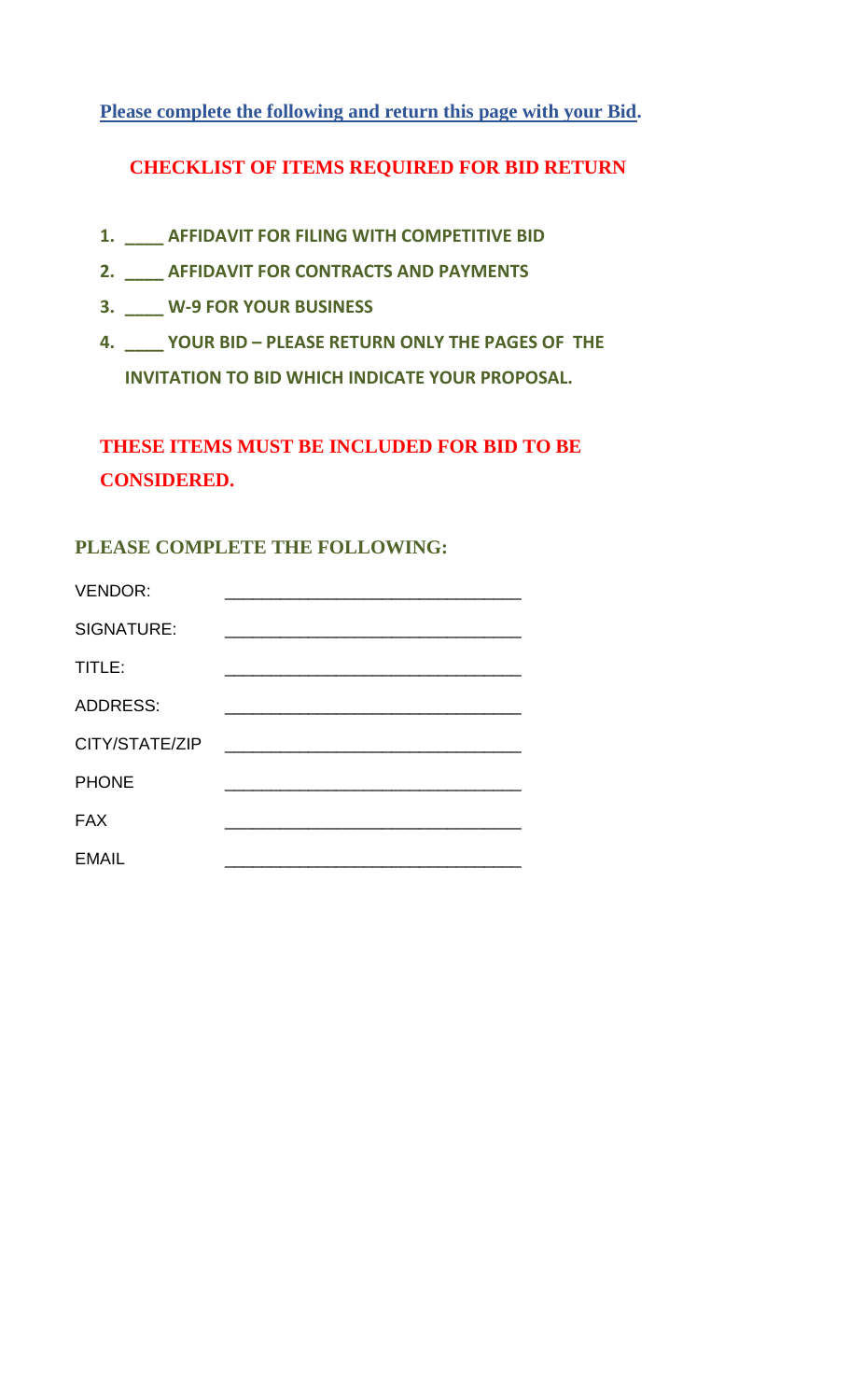**Please complete the following and return this page with your Bid.**

## CHECKLIST OF ITEMS REQUIRED FOR BID RETURN

1. **____ AFFIDAVIT FOR FILING WITH COMPETITIVE BID**
2. **____ AFFIDAVIT FOR CONTRACTS AND PAYMENTS**
3. **____ W-9 FOR YOUR BUSINESS**
4. **____ YOUR BID – PLEASE RETURN ONLY THE PAGES OF THE INVITATION TO BID WHICH INDICATE YOUR PROPOSAL.**

**THESE ITEMS MUST BE INCLUDED FOR BID TO BE CONSIDERED.**

### PLEASE COMPLETE THE FOLLOWING:

VENDOR: ______________________________

SIGNATURE: ______________________________

TITLE: ______________________________

ADDRESS: ______________________________

CITY/STATE/ZIP ______________________________

PHONE ______________________________

FAX ______________________________

EMAIL ______________________________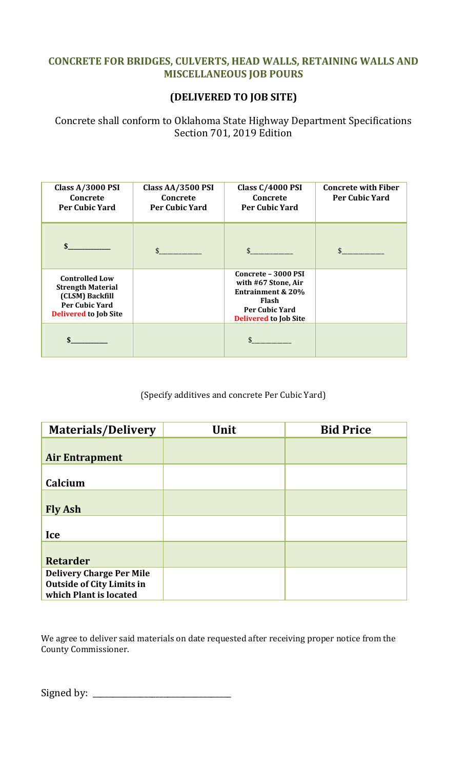## CONCRETE FOR BRIDGES, CULVERTS, HEAD WALLS, RETAINING WALLS AND MISCELLANEOUS JOB POURS

### (DELIVERED TO JOB SITE)

Concrete shall conform to Oklahoma State Highway Department Specifications Section 701, 2019 Edition

| Class A/3000 PSI Concrete Per Cubic Yard | Class AA/3500 PSI Concrete Per Cubic Yard | Class C/4000 PSI Concrete Per Cubic Yard | Concrete with Fiber Per Cubic Yard |
|---|---|---|---|
| $__________ | $__________ | $__________ | $__________ |
| **Controlled Low Strength Material (CLSM) Backfill Per Cubic Yard Delivered to Job Site** | | **Concrete – 3000 PSI with #67 Stone, Air Entrainment & 20% Flash Per Cubic Yard Delivered to Job Site** | |
| $__________ | | $__________ | |

(Specify additives and concrete Per Cubic Yard)

| Materials/Delivery | Unit | Bid Price |
|---|---|---|
| Air Entrapment | | |
| Calcium | | |
| Fly Ash | | |
| Ice | | |
| Retarder | | |
| Delivery Charge Per Mile Outside of City Limits in which Plant is located | | |

We agree to deliver said materials on date requested after receiving proper notice from the County Commissioner.

Signed by: ______________________________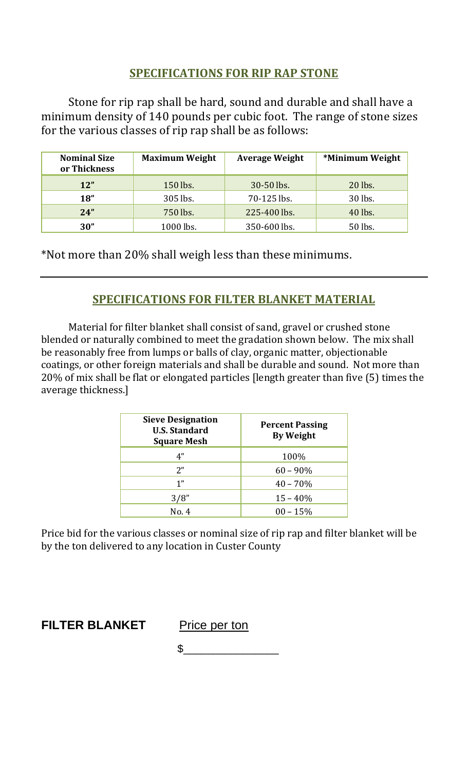## SPECIFICATIONS FOR RIP RAP STONE

Stone for rip rap shall be hard, sound and durable and shall have a minimum density of 140 pounds per cubic foot. The range of stone sizes for the various classes of rip rap shall be as follows:

| Nominal Size or Thickness | Maximum Weight | Average Weight | *Minimum Weight |
|---|---|---|---|
| **12"** | 150 lbs. | 30-50 lbs. | 20 lbs. |
| **18"** | 305 lbs. | 70-125 lbs. | 30 lbs. |
| **24"** | 750 lbs. | 225-400 lbs. | 40 lbs. |
| **30"** | 1000 lbs. | 350-600 lbs. | 50 lbs. |

*Not more than 20% shall weigh less than these minimums.

---

## SPECIFICATIONS FOR FILTER BLANKET MATERIAL

Material for filter blanket shall consist of sand, gravel or crushed stone blended or naturally combined to meet the gradation shown below. The mix shall be reasonably free from lumps or balls of clay, organic matter, objectionable coatings, or other foreign materials and shall be durable and sound. Not more than 20% of mix shall be flat or elongated particles [length greater than five (5) times the average thickness.]

| Sieve Designation U.S. Standard Square Mesh | Percent Passing By Weight |
|---|---|
| 4" | 100% |
| 2" | 60 – 90% |
| 1" | 40 – 70% |
| 3/8" | 15 – 40% |
| No. 4 | 00 – 15% |

Price bid for the various classes or nominal size of rip rap and filter blanket will be by the ton delivered to any location in Custer County

**FILTER BLANKET** Price per ton

$\_\_\_\_\_\_\_\_\_\_\_\_\_\_\_\_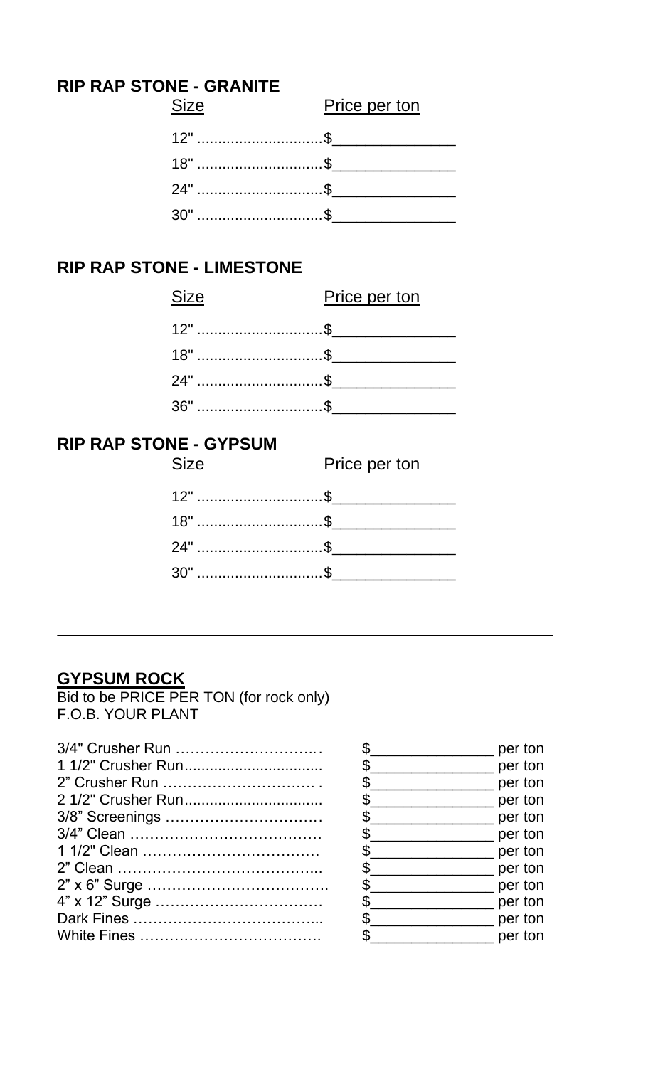## RIP RAP STONE - GRANITE

| Size | Price per ton |
|---|---|
| 12" | $______________ |
| 18" | $______________ |
| 24" | $______________ |
| 30" | $______________ |

## RIP RAP STONE - LIMESTONE

| Size | Price per ton |
|---|---|
| 12" | $______________ |
| 18" | $______________ |
| 24" | $______________ |
| 36" | $______________ |

## RIP RAP STONE - GYPSUM

| Size | Price per ton |
|---|---|
| 12" | $______________ |
| 18" | $______________ |
| 24" | $______________ |
| 30" | $______________ |

---

## GYPSUM ROCK

Bid to be PRICE PER TON (for rock only)
F.O.B. YOUR PLANT

| Item | Price |
|---|---|
| 3/4" Crusher Run | $______________ per ton |
| 1 1/2" Crusher Run | $______________ per ton |
| 2" Crusher Run | $______________ per ton |
| 2 1/2" Crusher Run | $______________ per ton |
| 3/8" Screenings | $______________ per ton |
| 3/4" Clean | $______________ per ton |
| 1 1/2" Clean | $______________ per ton |
| 2" Clean | $______________ per ton |
| 2" x 6" Surge | $______________ per ton |
| 4" x 12" Surge | $______________ per ton |
| Dark Fines | $______________ per ton |
| White Fines | $______________ per ton |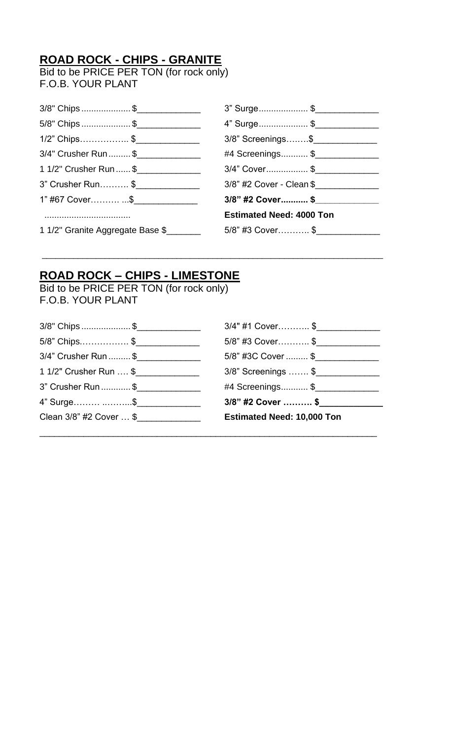## ROAD ROCK - CHIPS - GRANITE

Bid to be PRICE PER TON (for rock only)
F.O.B. YOUR PLANT

3/8" Chips .................... $_____________

5/8" Chips .................... $_____________

1/2" Chips…………….. $_____________

3/4" Crusher Run ......... $_____________

1 1/2" Crusher Run ...... $_____________

3" Crusher Run………. $_____________

1" #67 Cover………. ...$_____________

...................................

1 1/2" Granite Aggregate Base $_______

3" Surge.................... $_____________

4" Surge.................... $_____________

3/8" Screenings……..$_____________

#4 Screenings........... $_____________

3/4" Cover................. $_____________

3/8" #2 Cover - Clean $_____________

**3/8" #2 Cover........... $_____________**

**Estimated Need: 4000 Ton**

5/8" #3 Cover……….. $_____________

---

## ROAD ROCK – CHIPS - LIMESTONE

Bid to be PRICE PER TON (for rock only)
F.O.B. YOUR PLANT

3/8" Chips .................... $_____________

5/8" Chips……………. $_____________

3/4" Crusher Run ......... $_____________

1 1/2" Crusher Run …. $_____________

3" Crusher Run ............ $_____________

4" Surge……… ..……...$_____________

Clean 3/8" #2 Cover … $_____________

3/4" #1 Cover……….. $_____________

5/8" #3 Cover……….. $_____________

5/8" #3C Cover ......... $_____________

3/8" Screenings ……. $_____________

#4 Screenings........... $_____________

**3/8" #2 Cover ………. $_____________**

**Estimated Need: 10,000 Ton**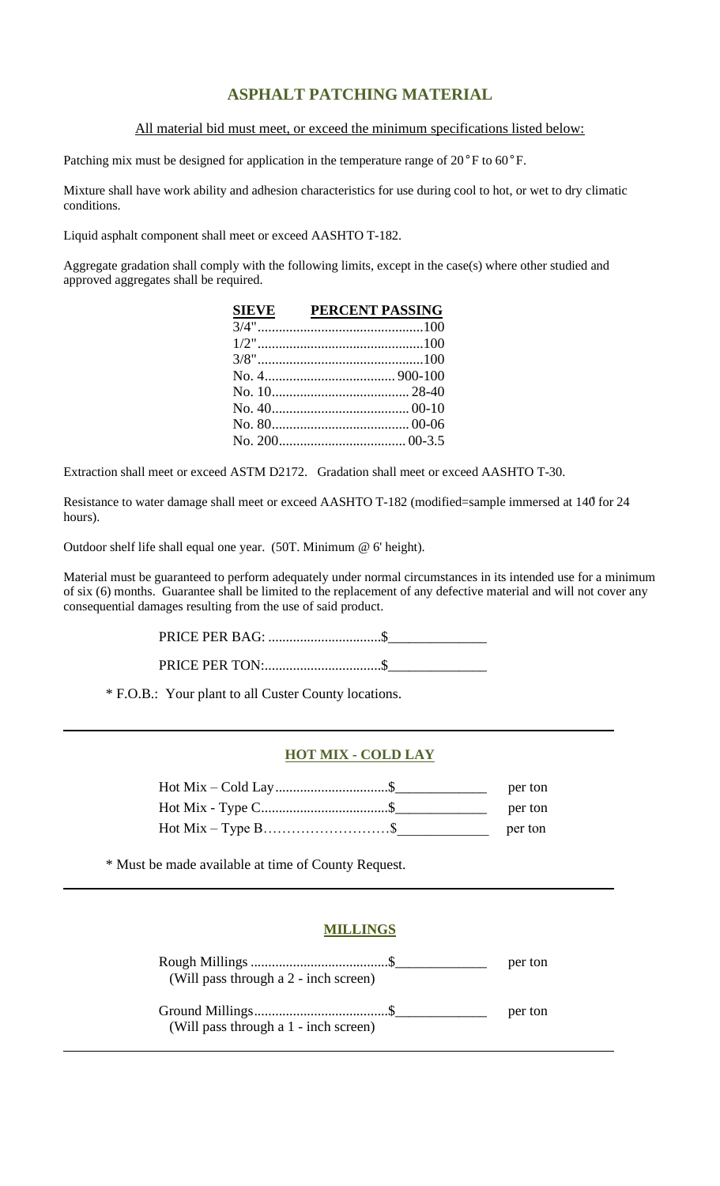# ASPHALT PATCHING MATERIAL

All material bid must meet, or exceed the minimum specifications listed below:

Patching mix must be designed for application in the temperature range of 20°F to 60°F.

Mixture shall have work ability and adhesion characteristics for use during cool to hot, or wet to dry climatic conditions.

Liquid asphalt component shall meet or exceed AASHTO T-182.

Aggregate gradation shall comply with the following limits, except in the case(s) where other studied and approved aggregates shall be required.

| SIEVE | PERCENT PASSING |
|---|---|
| 3/4" | 100 |
| 1/2" | 100 |
| 3/8" | 100 |
| No. 4 | 900-100 |
| No. 10 | 28-40 |
| No. 40 | 00-10 |
| No. 80 | 00-06 |
| No. 200 | 00-3.5 |

Extraction shall meet or exceed ASTM D2172. Gradation shall meet or exceed AASHTO T-30.

Resistance to water damage shall meet or exceed AASHTO T-182 (modified=sample immersed at 140̊ for 24 hours).

Outdoor shelf life shall equal one year. (50T. Minimum @ 6' height).

Material must be guaranteed to perform adequately under normal circumstances in its intended use for a minimum of six (6) months. Guarantee shall be limited to the replacement of any defective material and will not cover any consequential damages resulting from the use of said product.

PRICE PER BAG: ................................$______________

PRICE PER TON:.................................$______________

* F.O.B.: Your plant to all Custer County locations.

---

## HOT MIX - COLD LAY

Hot Mix – Cold Lay................................$_____________ per ton

Hot Mix - Type C....................................$_____________ per ton

Hot Mix – Type B……………………….$_____________ per ton

* Must be made available at time of County Request.

---

## MILLINGS

Rough Millings .......................................$_____________ per ton
(Will pass through a 2 - inch screen)

Ground Millings......................................$_____________ per ton
(Will pass through a 1 - inch screen)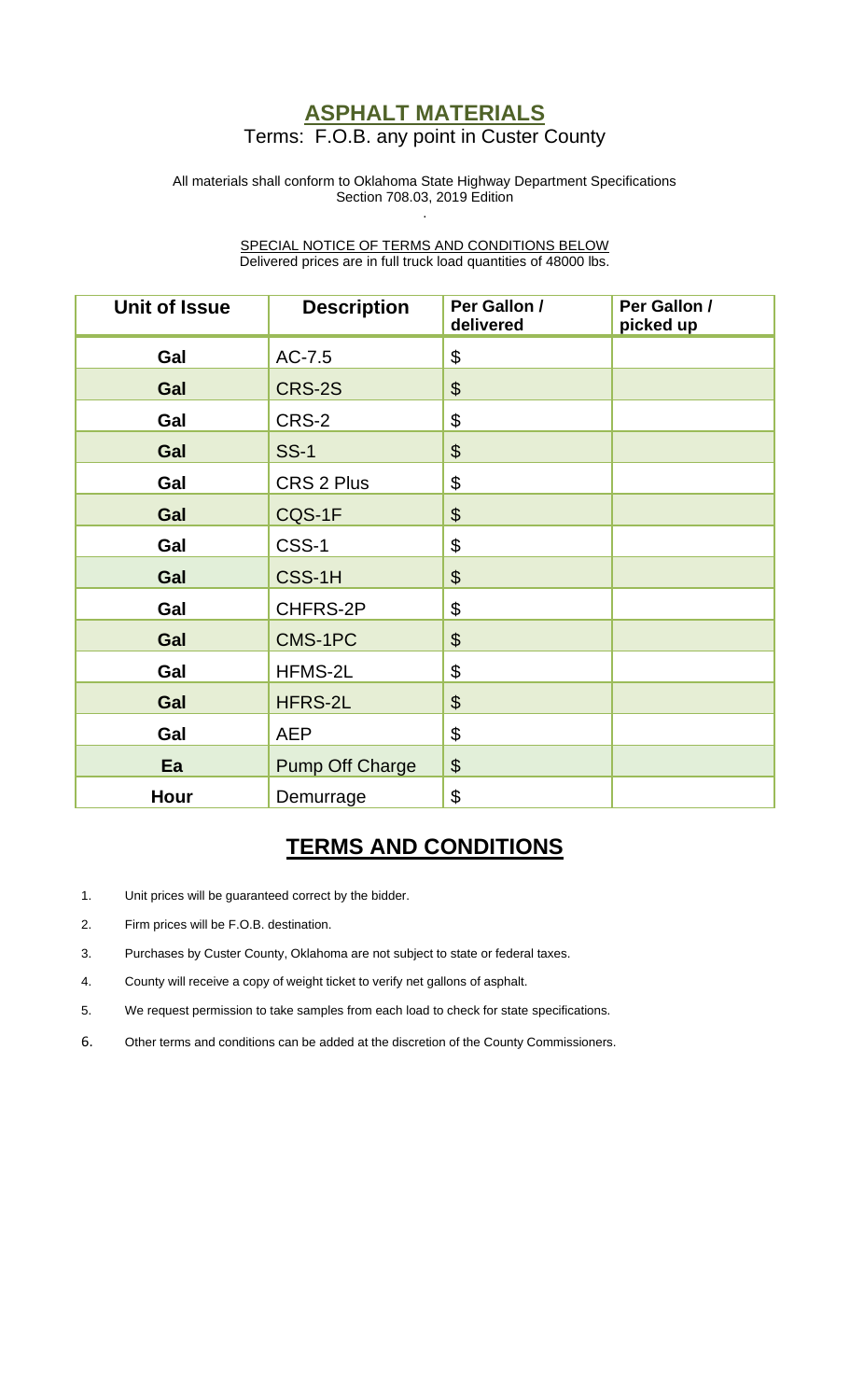# ASPHALT MATERIALS

Terms: F.O.B. any point in Custer County

All materials shall conform to Oklahoma State Highway Department Specifications
Section 708.03, 2019 Edition

SPECIAL NOTICE OF TERMS AND CONDITIONS BELOW
Delivered prices are in full truck load quantities of 48000 lbs.

| Unit of Issue | Description | Per Gallon / delivered | Per Gallon / picked up |
|---|---|---|---|
| Gal | AC-7.5 | $ | |
| Gal | CRS-2S | $ | |
| Gal | CRS-2 | $ | |
| Gal | SS-1 | $ | |
| Gal | CRS 2 Plus | $ | |
| Gal | CQS-1F | $ | |
| Gal | CSS-1 | $ | |
| Gal | CSS-1H | $ | |
| Gal | CHFRS-2P | $ | |
| Gal | CMS-1PC | $ | |
| Gal | HFMS-2L | $ | |
| Gal | HFRS-2L | $ | |
| Gal | AEP | $ | |
| Ea | Pump Off Charge | $ | |
| Hour | Demurrage | $ | |

## TERMS AND CONDITIONS

1. Unit prices will be guaranteed correct by the bidder.
2. Firm prices will be F.O.B. destination.
3. Purchases by Custer County, Oklahoma are not subject to state or federal taxes.
4. County will receive a copy of weight ticket to verify net gallons of asphalt.
5. We request permission to take samples from each load to check for state specifications.
6. Other terms and conditions can be added at the discretion of the County Commissioners.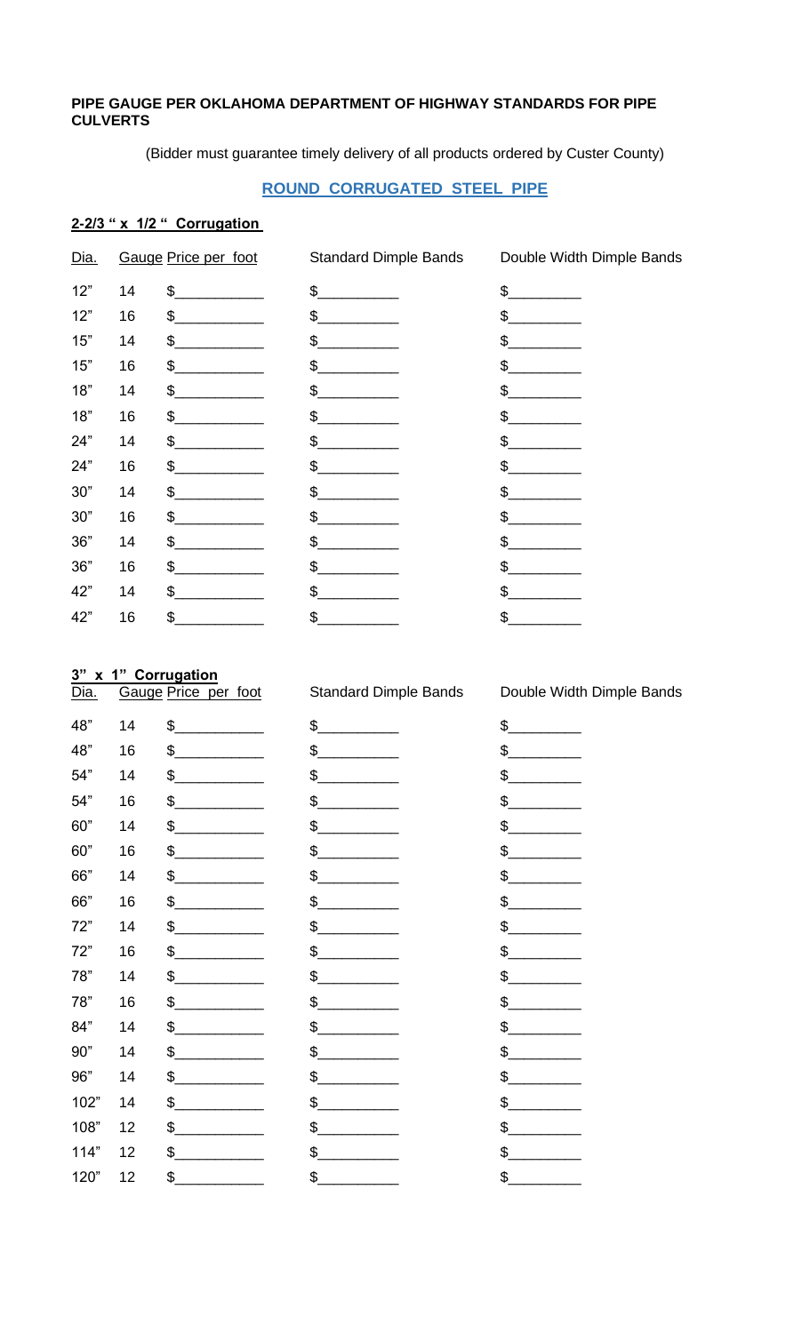**PIPE GAUGE PER OKLAHOMA DEPARTMENT OF HIGHWAY STANDARDS FOR PIPE CULVERTS**

(Bidder must guarantee timely delivery of all products ordered by Custer County)

## ROUND CORRUGATED STEEL PIPE

**2-2/3 " x 1/2 " Corrugation**

| Dia. | Gauge | Price per foot | Standard Dimple Bands | Double Width Dimple Bands |
|---|---|---|---|---|
| 12" | 14 | $__________ | $_________ | $________ |
| 12" | 16 | $__________ | $_________ | $________ |
| 15" | 14 | $__________ | $_________ | $________ |
| 15" | 16 | $__________ | $_________ | $________ |
| 18" | 14 | $__________ | $_________ | $________ |
| 18" | 16 | $__________ | $_________ | $________ |
| 24" | 14 | $__________ | $_________ | $________ |
| 24" | 16 | $__________ | $_________ | $________ |
| 30" | 14 | $__________ | $_________ | $________ |
| 30" | 16 | $__________ | $_________ | $________ |
| 36" | 14 | $__________ | $_________ | $________ |
| 36" | 16 | $__________ | $_________ | $________ |
| 42" | 14 | $__________ | $_________ | $________ |
| 42" | 16 | $__________ | $_________ | $________ |

**3" x 1" Corrugation**

| Dia. | Gauge | Price per foot | Standard Dimple Bands | Double Width Dimple Bands |
|---|---|---|---|---|
| 48" | 14 | $__________ | $_________ | $________ |
| 48" | 16 | $__________ | $_________ | $________ |
| 54" | 14 | $__________ | $_________ | $________ |
| 54" | 16 | $__________ | $_________ | $________ |
| 60" | 14 | $__________ | $_________ | $________ |
| 60" | 16 | $__________ | $_________ | $________ |
| 66" | 14 | $__________ | $_________ | $________ |
| 66" | 16 | $__________ | $_________ | $________ |
| 72" | 14 | $__________ | $_________ | $________ |
| 72" | 16 | $__________ | $_________ | $________ |
| 78" | 14 | $__________ | $_________ | $________ |
| 78" | 16 | $__________ | $_________ | $________ |
| 84" | 14 | $__________ | $_________ | $________ |
| 90" | 14 | $__________ | $_________ | $________ |
| 96" | 14 | $__________ | $_________ | $________ |
| 102" | 14 | $__________ | $_________ | $________ |
| 108" | 12 | $__________ | $_________ | $________ |
| 114" | 12 | $__________ | $_________ | $________ |
| 120" | 12 | $__________ | $_________ | $________ |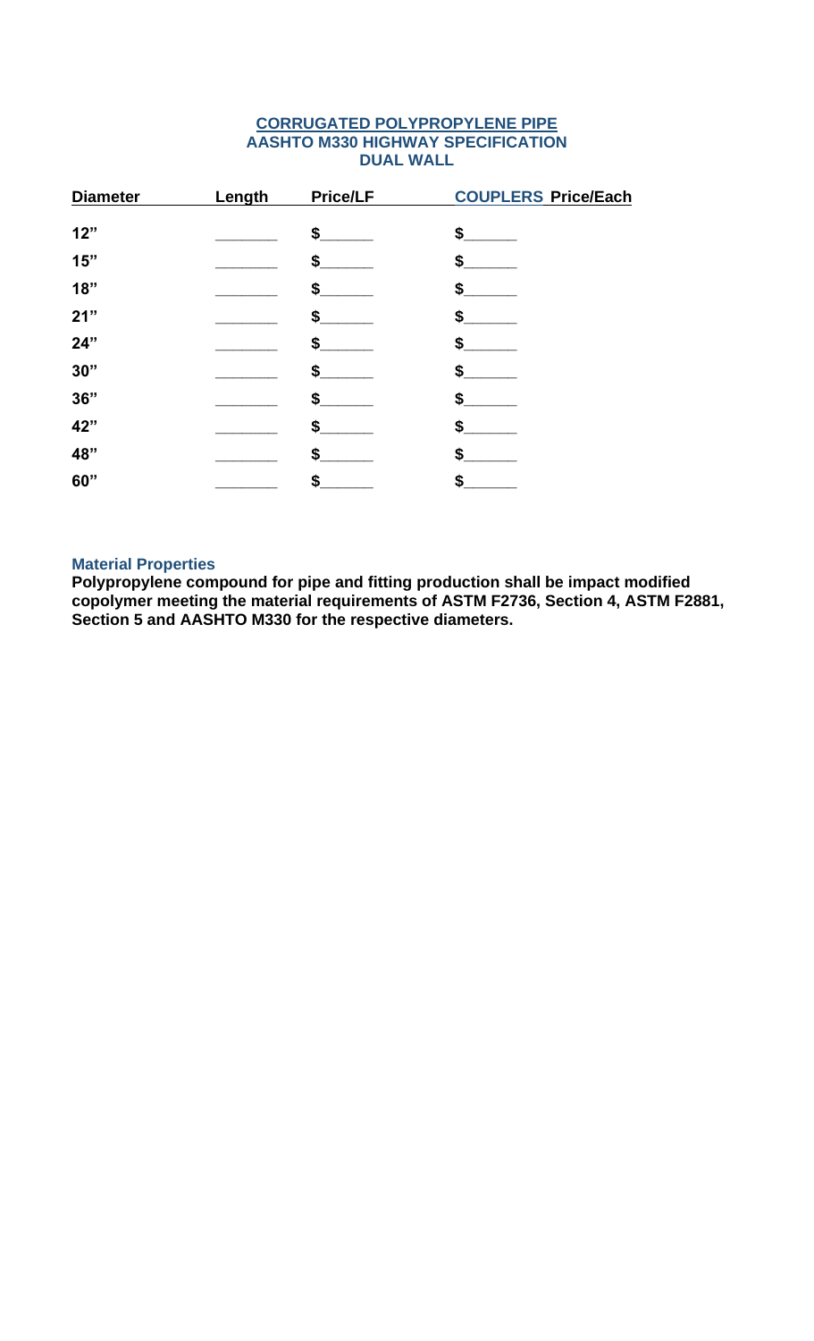**CORRUGATED POLYPROPYLENE PIPE**
**AASHTO M330 HIGHWAY SPECIFICATION**
**DUAL WALL**

| Diameter | Length | Price/LF | COUPLERS Price/Each |
| --- | --- | --- | --- |
| 12” | _______ | $______ | $______ |
| 15” | _______ | $______ | $______ |
| 18” | _______ | $______ | $______ |
| 21” | _______ | $______ | $______ |
| 24” | _______ | $______ | $______ |
| 30” | _______ | $______ | $______ |
| 36” | _______ | $______ | $______ |
| 42” | _______ | $______ | $______ |
| 48” | _______ | $______ | $______ |
| 60” | _______ | $______ | $______ |

**Material Properties**

**Polypropylene compound for pipe and fitting production shall be impact modified copolymer meeting the material requirements of ASTM F2736, Section 4, ASTM F2881, Section 5 and AASHTO M330 for the respective diameters.**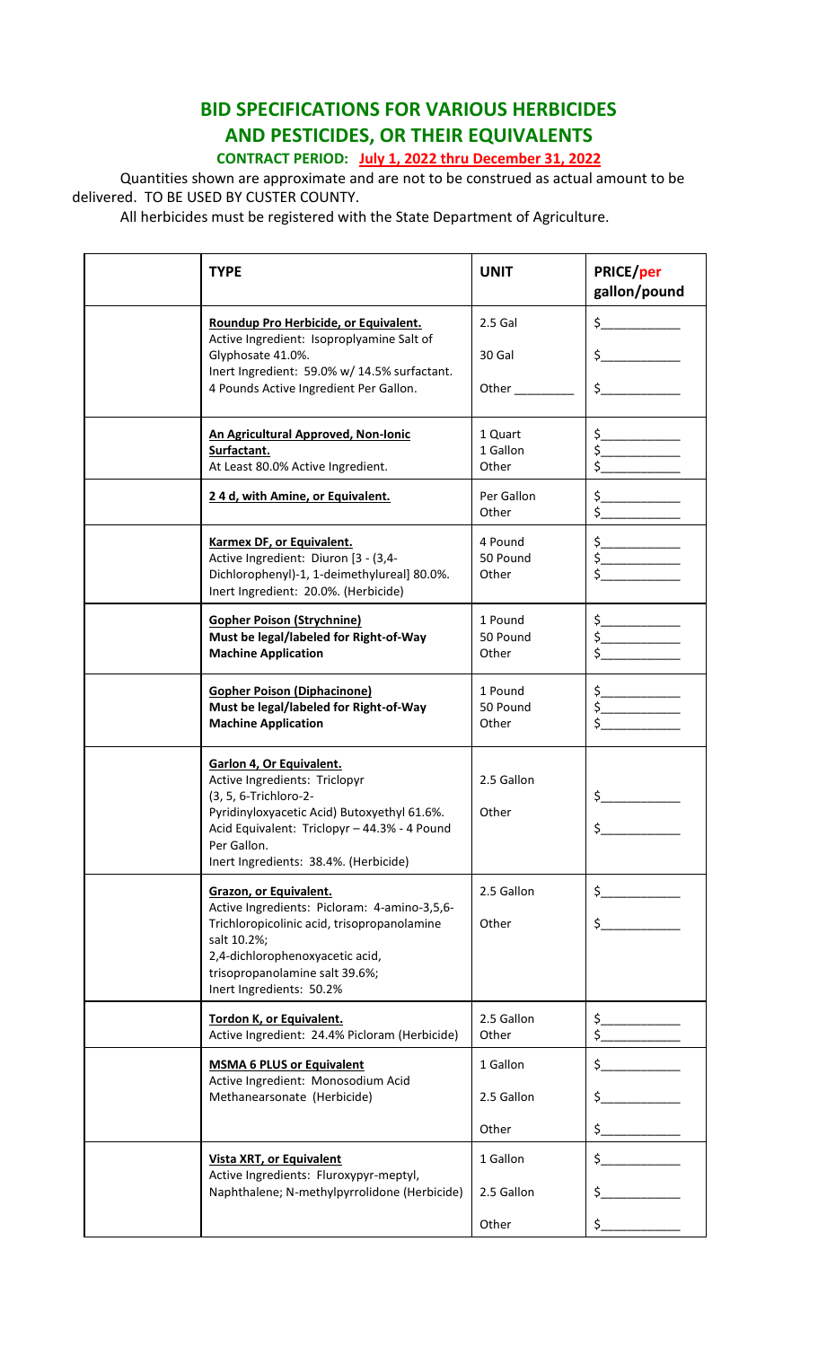# BID SPECIFICATIONS FOR VARIOUS HERBICIDES AND PESTICIDES, OR THEIR EQUIVALENTS

**CONTRACT PERIOD: July 1, 2022 thru December 31, 2022**

Quantities shown are approximate and are not to be construed as actual amount to be delivered. TO BE USED BY CUSTER COUNTY.

All herbicides must be registered with the State Department of Agriculture.

| | TYPE | UNIT | PRICE/per gallon/pound |
|---|---|---|---|
| | **Roundup Pro Herbicide, or Equivalent.** Active Ingredient: Isoproplyamine Salt of Glyphosate 41.0%. Inert Ingredient: 59.0% w/ 14.5% surfactant. 4 Pounds Active Ingredient Per Gallon. | 2.5 Gal<br>30 Gal<br>Other _________ | $___________<br>$___________<br>$___________ |
| | **An Agricultural Approved, Non-Ionic Surfactant.** At Least 80.0% Active Ingredient. | 1 Quart<br>1 Gallon<br>Other | $___________<br>$___________<br>$___________ |
| | **2 4 d, with Amine, or Equivalent.** | Per Gallon<br>Other | $___________<br>$___________ |
| | **Karmex DF, or Equivalent.** Active Ingredient: Diuron [3 - (3,4-Dichlorophenyl)-1, 1-deimethylureal] 80.0%. Inert Ingredient: 20.0%. (Herbicide) | 4 Pound<br>50 Pound<br>Other | $___________<br>$___________<br>$___________ |
| | **Gopher Poison (Strychnine)** **Must be legal/labeled for Right-of-Way Machine Application** | 1 Pound<br>50 Pound<br>Other | $___________<br>$___________<br>$___________ |
| | **Gopher Poison (Diphacinone)** **Must be legal/labeled for Right-of-Way Machine Application** | 1 Pound<br>50 Pound<br>Other | $___________<br>$___________<br>$___________ |
| | **Garlon 4, Or Equivalent.** Active Ingredients: Triclopyr (3, 5, 6-Trichloro-2-Pyridinyloxyacetic Acid) Butoxyethyl 61.6%. Acid Equivalent: Triclopyr – 44.3% - 4 Pound Per Gallon. Inert Ingredients: 38.4%. (Herbicide) | 2.5 Gallon<br>Other | $___________<br>$___________ |
| | **Grazon, or Equivalent.** Active Ingredients: Picloram: 4-amino-3,5,6-Trichloropicolinic acid, trisopropanolamine salt 10.2%; 2,4-dichlorophenoxyacetic acid, trisopropanolamine salt 39.6%; Inert Ingredients: 50.2% | 2.5 Gallon<br>Other | $___________<br>$___________ |
| | **Tordon K, or Equivalent.** Active Ingredient: 24.4% Picloram (Herbicide) | 2.5 Gallon<br>Other | $___________<br>$___________ |
| | **MSMA 6 PLUS or Equivalent** Active Ingredient: Monosodium Acid Methanearsonate (Herbicide) | 1 Gallon<br>2.5 Gallon<br>Other | $___________<br>$___________<br>$___________ |
| | **Vista XRT, or Equivalent** Active Ingredients: Fluroxypyr-meptyl, Naphthalene; N-methylpyrrolidone (Herbicide) | 1 Gallon<br>2.5 Gallon<br>Other | $___________<br>$___________<br>$___________ |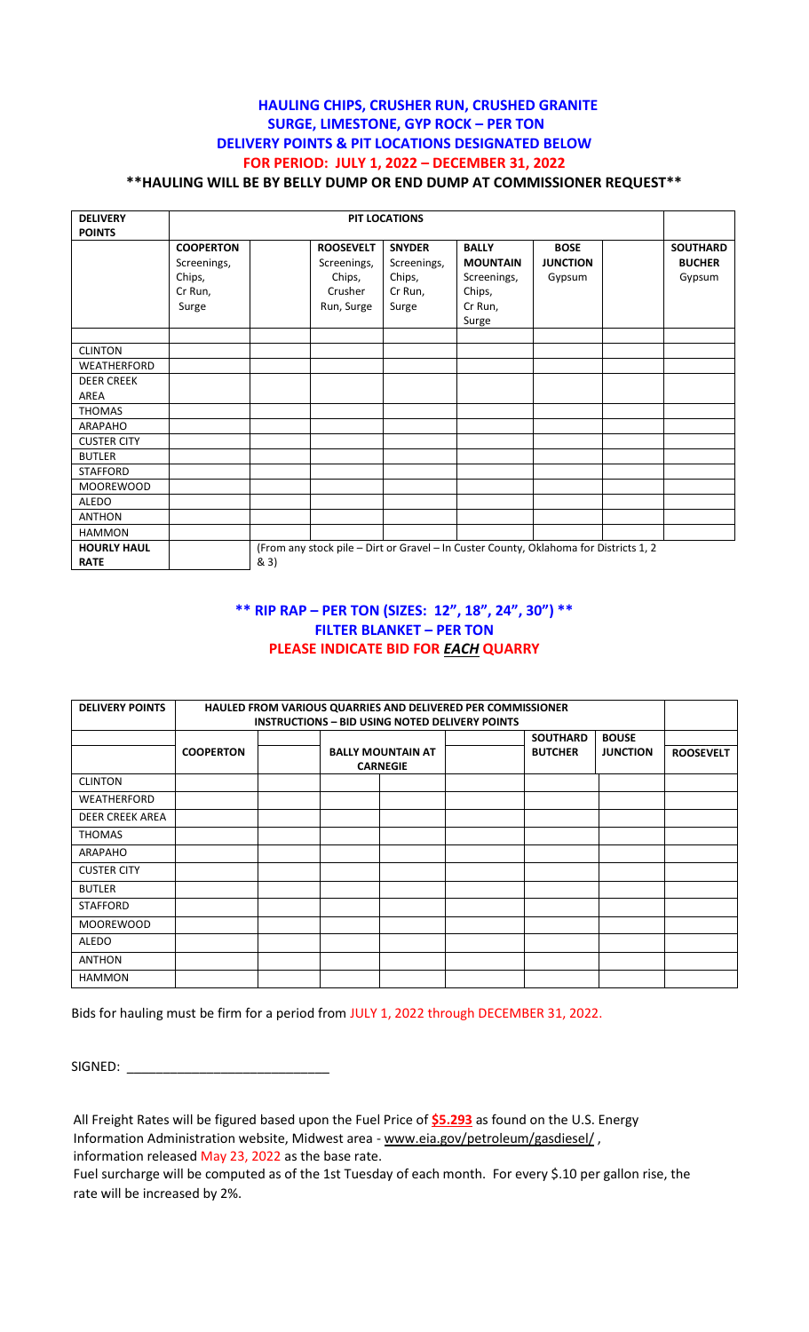**HAULING CHIPS, CRUSHER RUN, CRUSHED GRANITE**
**SURGE, LIMESTONE, GYP ROCK – PER TON**
**DELIVERY POINTS & PIT LOCATIONS DESIGNATED BELOW**
**FOR PERIOD: JULY 1, 2022 – DECEMBER 31, 2022**
**\*\*HAULING WILL BE BY BELLY DUMP OR END DUMP AT COMMISSIONER REQUEST\*\***

| DELIVERY POINTS | PIT LOCATIONS | | | | | | | |
|---|---|---|---|---|---|---|---|---|
| | **COOPERTON** Screenings, Chips, Cr Run, Surge | | **ROOSEVELT** Screenings, Chips, Crusher Run, Surge | **SNYDER** Screenings, Chips, Cr Run, Surge | **BALLY MOUNTAIN** Screenings, Chips, Cr Run, Surge | **BOSE JUNCTION** Gypsum | | **SOUTHARD BUCHER** Gypsum |
| | | | | | | | | |
| CLINTON | | | | | | | | |
| WEATHERFORD | | | | | | | | |
| DEER CREEK AREA | | | | | | | | |
| THOMAS | | | | | | | | |
| ARAPAHO | | | | | | | | |
| CUSTER CITY | | | | | | | | |
| BUTLER | | | | | | | | |
| STAFFORD | | | | | | | | |
| MOOREWOOD | | | | | | | | |
| ALEDO | | | | | | | | |
| ANTHON | | | | | | | | |
| HAMMON | | | | | | | | |
| HOURLY HAUL RATE | | (From any stock pile – Dirt or Gravel – In Custer County, Oklahoma for Districts 1, 2 & 3) | | | | | | |

**\*\* RIP RAP – PER TON (SIZES: 12", 18", 24", 30") \*\***
**FILTER BLANKET – PER TON**
**PLEASE INDICATE BID FOR *EACH* QUARRY**

| DELIVERY POINTS | HAULED FROM VARIOUS QUARRIES AND DELIVERED PER COMMISSIONER INSTRUCTIONS – BID USING NOTED DELIVERY POINTS | | | | | | | |
|---|---|---|---|---|---|---|---|---|
| | | | | | | **SOUTHARD** | **BOUSE** | |
| | **COOPERTON** | | **BALLY MOUNTAIN AT CARNEGIE** | | | **BUTCHER** | **JUNCTION** | **ROOSEVELT** |
| CLINTON | | | | | | | | |
| WEATHERFORD | | | | | | | | |
| DEER CREEK AREA | | | | | | | | |
| THOMAS | | | | | | | | |
| ARAPAHO | | | | | | | | |
| CUSTER CITY | | | | | | | | |
| BUTLER | | | | | | | | |
| STAFFORD | | | | | | | | |
| MOOREWOOD | | | | | | | | |
| ALEDO | | | | | | | | |
| ANTHON | | | | | | | | |
| HAMMON | | | | | | | | |

Bids for hauling must be firm for a period from JULY 1, 2022 through DECEMBER 31, 2022.

SIGNED: ___________________________

All Freight Rates will be figured based upon the Fuel Price of **$5.293** as found on the U.S. Energy Information Administration website, Midwest area - www.eia.gov/petroleum/gasdiesel/ , information released May 23, 2022 as the base rate.

Fuel surcharge will be computed as of the 1st Tuesday of each month. For every $.10 per gallon rise, the rate will be increased by 2%.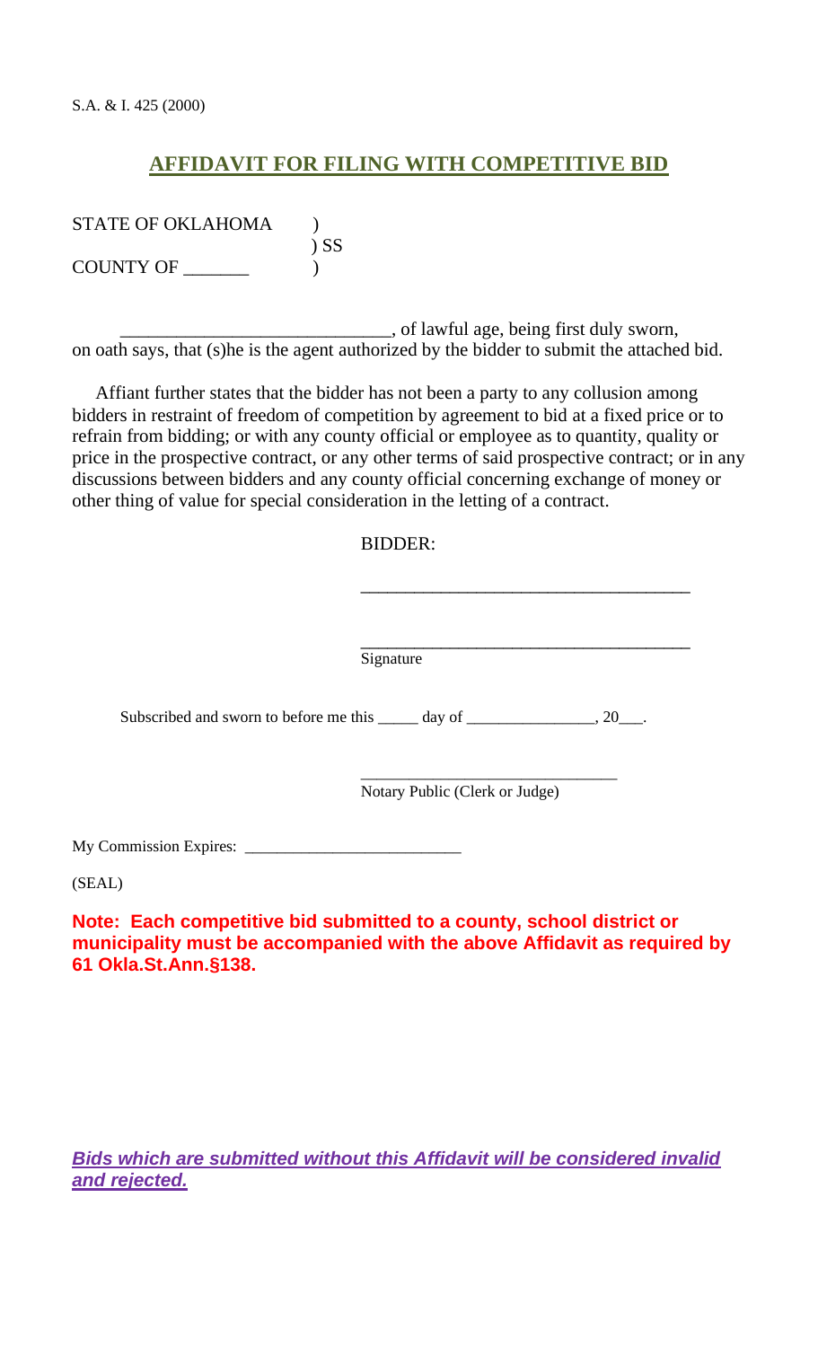S.A. & I. 425 (2000)

# AFFIDAVIT FOR FILING WITH COMPETITIVE BID

STATE OF OKLAHOMA )
) SS
COUNTY OF _______ )

_____________________________, of lawful age, being first duly sworn, on oath says, that (s)he is the agent authorized by the bidder to submit the attached bid.

Affiant further states that the bidder has not been a party to any collusion among bidders in restraint of freedom of competition by agreement to bid at a fixed price or to refrain from bidding; or with any county official or employee as to quantity, quality or price in the prospective contract, or any other terms of said prospective contract; or in any discussions between bidders and any county official concerning exchange of money or other thing of value for special consideration in the letting of a contract.

BIDDER:

_____________________________________

_____________________________________
Signature

Subscribed and sworn to before me this _____ day of ________________, 20___.

_______________________________
Notary Public (Clerk or Judge)

My Commission Expires: ___________________________

(SEAL)

**Note: Each competitive bid submitted to a county, school district or municipality must be accompanied with the above Affidavit as required by 61 Okla.St.Ann.§138.**

***Bids which are submitted without this Affidavit will be considered invalid and rejected.***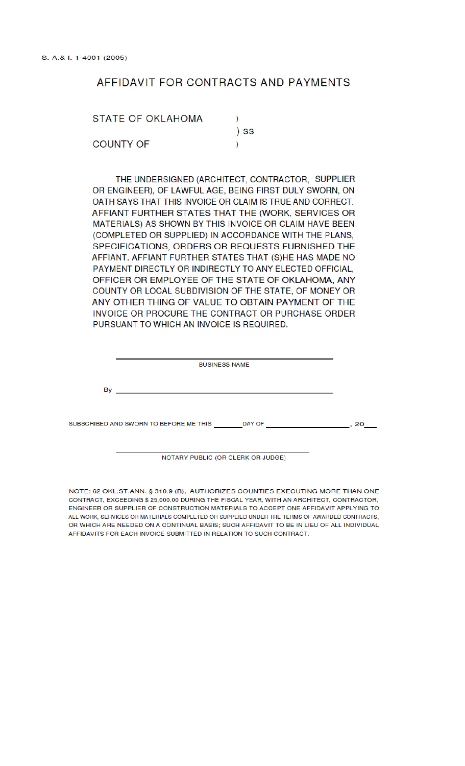S. A.& I. 1-4001 (2005)

# AFFIDAVIT FOR CONTRACTS AND PAYMENTS

STATE OF OKLAHOMA )
) SS
COUNTY OF )

THE UNDERSIGNED (ARCHITECT, CONTRACTOR, SUPPLIER OR ENGINEER), OF LAWFUL AGE, BEING FIRST DULY SWORN, ON OATH SAYS THAT THIS INVOICE OR CLAIM IS TRUE AND CORRECT. AFFIANT FURTHER STATES THAT THE (WORK, SERVICES OR MATERIALS) AS SHOWN BY THIS INVOICE OR CLAIM HAVE BEEN (COMPLETED OR SUPPLIED) IN ACCORDANCE WITH THE PLANS, SPECIFICATIONS, ORDERS OR REQUESTS FURNISHED THE AFFIANT. AFFIANT FURTHER STATES THAT (S)HE HAS MADE NO PAYMENT DIRECTLY OR INDIRECTLY TO ANY ELECTED OFFICIAL, OFFICER OR EMPLOYEE OF THE STATE OF OKLAHOMA, ANY COUNTY OR LOCAL SUBDIVISION OF THE STATE, OF MONEY OR ANY OTHER THING OF VALUE TO OBTAIN PAYMENT OF THE INVOICE OR PROCURE THE CONTRACT OR PURCHASE ORDER PURSUANT TO WHICH AN INVOICE IS REQUIRED.

\_\_\_\_\_\_\_\_\_\_\_\_\_\_\_\_\_\_\_\_\_\_\_\_\_\_\_\_\_\_\_\_\_\_\_\_\_\_\_\_

BUSINESS NAME

By \_\_\_\_\_\_\_\_\_\_\_\_\_\_\_\_\_\_\_\_\_\_\_\_\_\_\_\_\_\_\_\_\_\_\_\_\_\_\_\_

SUBSCRIBED AND SWORN TO BEFORE ME THIS \_\_\_\_\_\_ DAY OF \_\_\_\_\_\_\_\_\_\_\_\_\_\_\_\_\_\_\_, 20\_\_\_

\_\_\_\_\_\_\_\_\_\_\_\_\_\_\_\_\_\_\_\_\_\_\_\_\_\_\_\_\_\_\_\_\_\_\_\_\_\_\_\_

NOTARY PUBLIC (OR CLERK OR JUDGE)

NOTE: 62 OKL.ST.ANN. § 310.9 (B), AUTHORIZES COUNTIES EXECUTING MORE THAN ONE CONTRACT, EXCEEDING $ 25,000.00 DURING THE FISCAL YEAR, WITH AN ARCHITECT, CONTRACTOR, ENGINEER OR SUPPLIER OF CONSTRUCTION MATERIALS TO ACCEPT ONE AFFIDAVIT APPLYING TO ALL WORK, SERVICES OR MATERIALS COMPLETED OR SUPPLIED UNDER THE TERMS OF AWARDED CONTRACTS, OR WHICH ARE NEEDED ON A CONTINUAL BASIS; SUCH AFFIDAVIT TO BE IN LIEU OF ALL INDIVIDUAL AFFIDAVITS FOR EACH INVOICE SUBMITTED IN RELATION TO SUCH CONTRACT.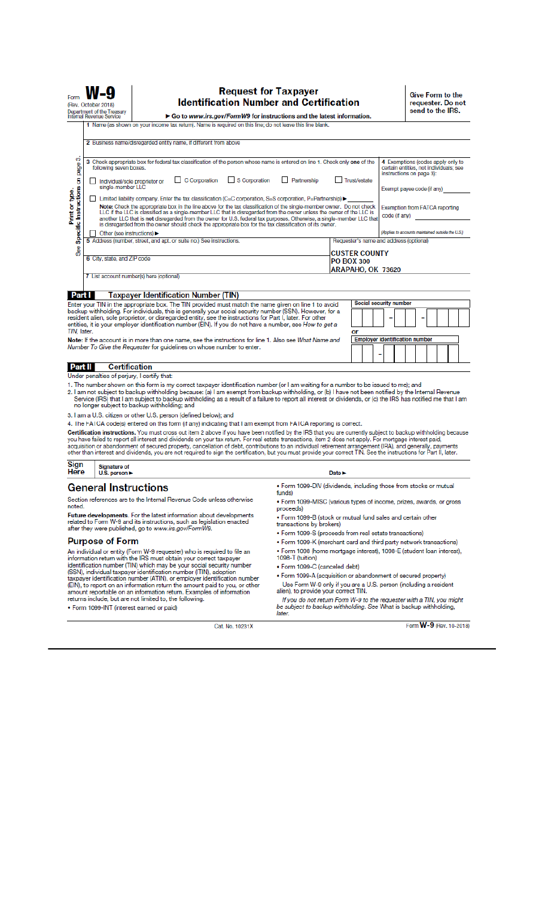Form **W-9**
(Rev. October 2018)
Department of the Treasury
Internal Revenue Service

# Request for Taxpayer Identification Number and Certification

► Go to *www.irs.gov/FormW9* for instructions and the latest information.

**Give Form to the requester. Do not send to the IRS.**

Print or type. See **Specific Instructions** on page 3.

1 Name (as shown on your income tax return). Name is required on this line; do not leave this line blank.

2 Business name/disregarded entity name, if different from above

3 Check appropriate box for federal tax classification of the person whose name is entered on line 1. Check only **one** of the following seven boxes.

☐ Individual/sole proprietor or single-member LLC ☐ C Corporation ☐ S Corporation ☐ Partnership ☐ Trust/estate

☐ Limited liability company. Enter the tax classification (C=C corporation, S=S corporation, P=Partnership) ►

**Note:** Check the appropriate box in the line above for the tax classification of the single-member owner. Do not check LLC if the LLC is classified as a single-member LLC that is disregarded from the owner unless the owner of the LLC is another LLC that is **not** disregarded from the owner for U.S. federal tax purposes. Otherwise, a single-member LLC that is disregarded from the owner should check the appropriate box for the tax classification of its owner.

☐ Other (see instructions) ►

4 Exemptions (codes apply only to certain entities, not individuals; see instructions on page 3):

Exempt payee code (if any)

Exemption from FATCA reporting code (if any)

*(Applies to accounts maintained outside the U.S.)*

5 Address (number, street, and apt. or suite no.) See instructions.

Requester's name and address (optional)

CUSTER COUNTY
PO BOX 300
ARAPAHO, OK 73620

6 City, state, and ZIP code

7 List account number(s) here (optional)

## Part I Taxpayer Identification Number (TIN)

Enter your TIN in the appropriate box. The TIN provided must match the name given on line 1 to avoid backup withholding. For individuals, this is generally your social security number (SSN). However, for a resident alien, sole proprietor, or disregarded entity, see the instructions for Part I, later. For other entities, it is your employer identification number (EIN). If you do not have a number, see *How to get a TIN*, later.

**Note:** If the account is in more than one name, see the instructions for line 1. Also see *What Name and Number To Give the Requester* for guidelines on whose number to enter.

**Social security number**

☐☐☐ – ☐☐ – ☐☐☐☐

**or**

**Employer identification number**

☐☐ – ☐☐☐☐☐☐☐

## Part II Certification

Under penalties of perjury, I certify that:

1. The number shown on this form is my correct taxpayer identification number (or I am waiting for a number to be issued to me); and
2. I am not subject to backup withholding because: (a) I am exempt from backup withholding, or (b) I have not been notified by the Internal Revenue Service (IRS) that I am subject to backup withholding as a result of a failure to report all interest or dividends, or (c) the IRS has notified me that I am no longer subject to backup withholding; and
3. I am a U.S. citizen or other U.S. person (defined below); and
4. The FATCA code(s) entered on this form (if any) indicating that I am exempt from FATCA reporting is correct.

**Certification instructions.** You must cross out item 2 above if you have been notified by the IRS that you are currently subject to backup withholding because you have failed to report all interest and dividends on your tax return. For real estate transactions, item 2 does not apply. For mortgage interest paid, acquisition or abandonment of secured property, cancellation of debt, contributions to an individual retirement arrangement (IRA), and generally, payments other than interest and dividends, you are not required to sign the certification, but you must provide your correct TIN. See the instructions for Part II, later.

**Sign Here** Signature of U.S. person ► Date ►

## General Instructions

Section references are to the Internal Revenue Code unless otherwise noted.

**Future developments.** For the latest information about developments related to Form W-9 and its instructions, such as legislation enacted after they were published, go to *www.irs.gov/FormW9*.

## Purpose of Form

An individual or entity (Form W-9 requester) who is required to file an information return with the IRS must obtain your correct taxpayer identification number (TIN) which may be your social security number (SSN), individual taxpayer identification number (ITIN), adoption taxpayer identification number (ATIN), or employer identification number (EIN), to report on an information return the amount paid to you, or other amount reportable on an information return. Examples of information returns include, but are not limited to, the following.

- Form 1099-INT (interest earned or paid)
- Form 1099-DIV (dividends, including those from stocks or mutual funds)
- Form 1099-MISC (various types of income, prizes, awards, or gross proceeds)
- Form 1099-B (stock or mutual fund sales and certain other transactions by brokers)
- Form 1099-S (proceeds from real estate transactions)
- Form 1099-K (merchant card and third party network transactions)
- Form 1098 (home mortgage interest), 1098-E (student loan interest), 1098-T (tuition)
- Form 1099-C (canceled debt)
- Form 1099-A (acquisition or abandonment of secured property)

Use Form W-9 only if you are a U.S. person (including a resident alien), to provide your correct TIN.

*If you do not return Form W-9 to the requester with a TIN, you might be subject to backup withholding. See* What is backup withholding, *later.*

Cat. No. 10231X Form **W-9** (Rev. 10-2018)